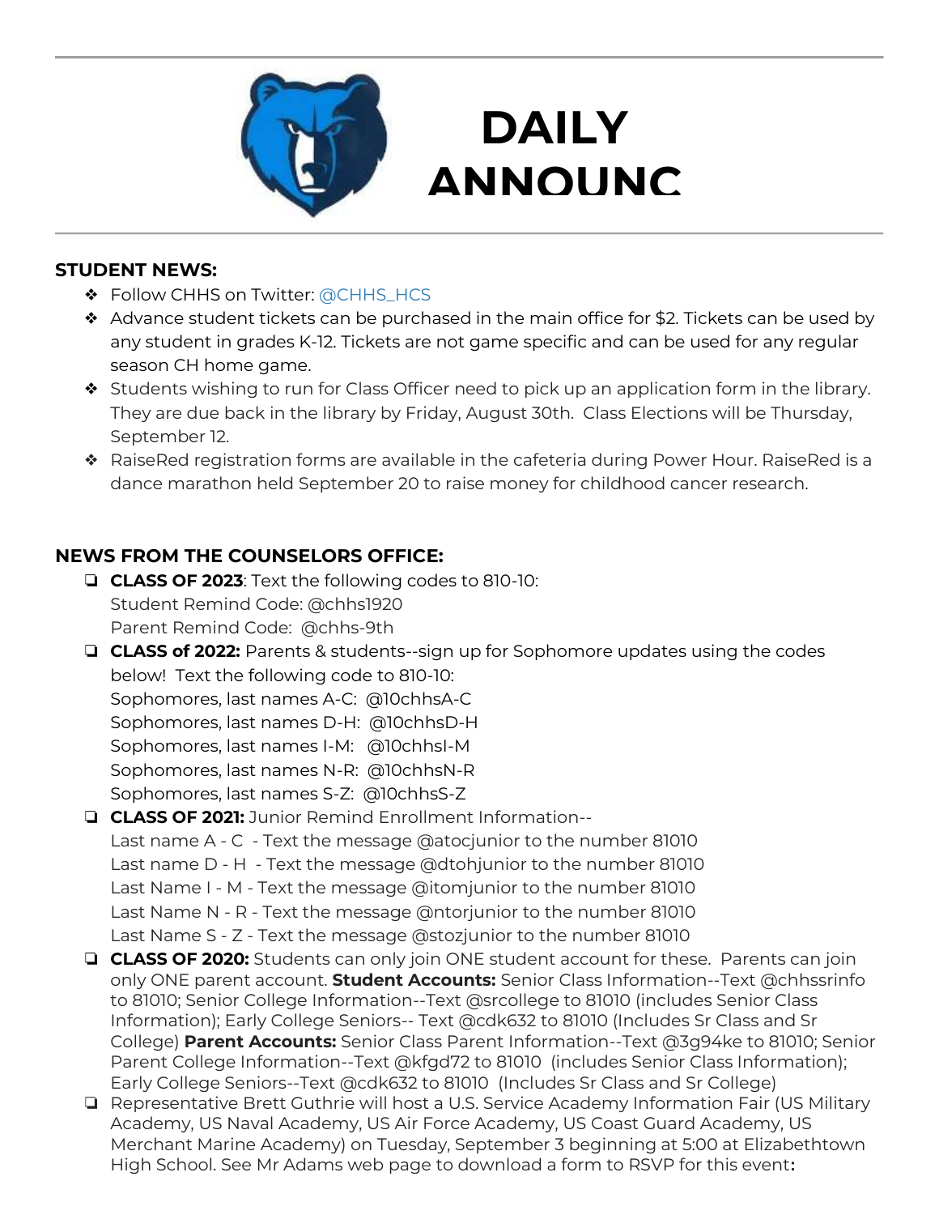# DAILY ANNOUNC

## STUDENT NEWS:

- Follow CHHS on Twitter: @CHHS_HCS
- Advance student tickets can be purchased in the main office for $2. Tickets can be used by any student in grades K-12. Tickets are not game specific and can be used for any regular season CH home game.
- Students wishing to run for Class Officer need to pick up an application form in the library. They are due back in the library by Friday, August 30th. Class Elections will be Thursday, September 12.
- RaiseRed registration forms are available in the cafeteria during Power Hour. RaiseRed is a dance marathon held September 20 to raise money for childhood cancer research.

## NEWS FROM THE COUNSELORS OFFICE:

- **CLASS OF 2023**: Text the following codes to 810-10:
  Student Remind Code: @chhs1920
  Parent Remind Code: @chhs-9th
- **CLASS of 2022:** Parents & students--sign up for Sophomore updates using the codes below! Text the following code to 810-10:
  Sophomores, last names A-C: @10chhsA-C
  Sophomores, last names D-H: @10chhsD-H
  Sophomores, last names I-M: @10chhsI-M
  Sophomores, last names N-R: @10chhsN-R
  Sophomores, last names S-Z: @10chhsS-Z
- **CLASS OF 2021:** Junior Remind Enrollment Information--
  Last name A - C - Text the message @atocjunior to the number 81010
  Last name D - H - Text the message @dtohjunior to the number 81010
  Last Name I - M - Text the message @itomjunior to the number 81010
  Last Name N - R - Text the message @ntorjunior to the number 81010
  Last Name S - Z - Text the message @stozjunior to the number 81010
- **CLASS OF 2020:** Students can only join ONE student account for these. Parents can join only ONE parent account. **Student Accounts:** Senior Class Information--Text @chhssrinfo to 81010; Senior College Information--Text @srcollege to 81010 (includes Senior Class Information); Early College Seniors-- Text @cdk632 to 81010 (Includes Sr Class and Sr College) **Parent Accounts:** Senior Class Parent Information--Text @3g94ke to 81010; Senior Parent College Information--Text @kfgd72 to 81010 (includes Senior Class Information); Early College Seniors--Text @cdk632 to 81010 (Includes Sr Class and Sr College)
- Representative Brett Guthrie will host a U.S. Service Academy Information Fair (US Military Academy, US Naval Academy, US Air Force Academy, US Coast Guard Academy, US Merchant Marine Academy) on Tuesday, September 3 beginning at 5:00 at Elizabethtown High School. See Mr Adams web page to download a form to RSVP for this event**:**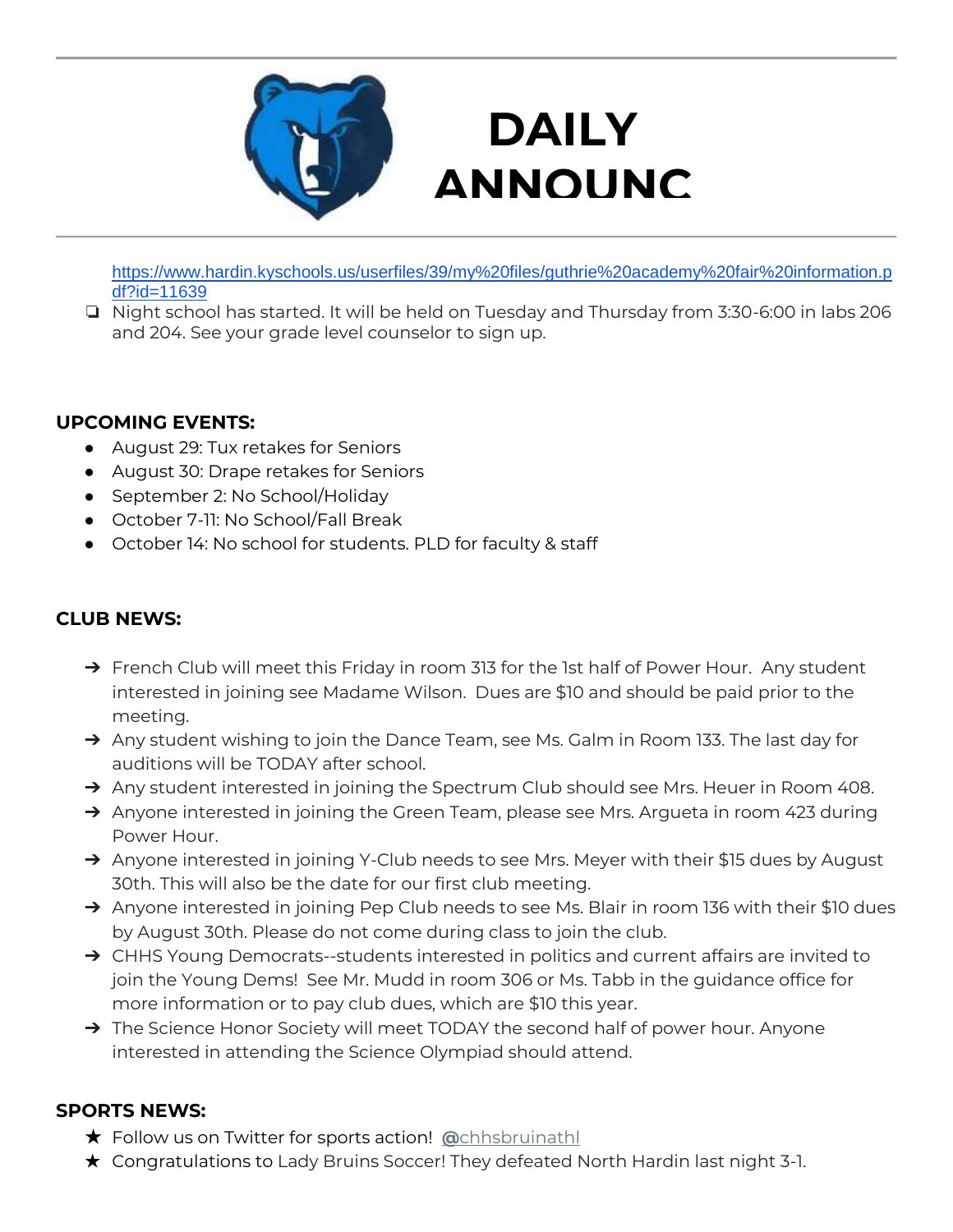# DAILY ANNOUNC

https://www.hardin.kyschools.us/userfiles/39/my%20files/guthrie%20academy%20fair%20information.pdf?id=11639

- Night school has started. It will be held on Tuesday and Thursday from 3:30-6:00 in labs 206 and 204. See your grade level counselor to sign up.

**UPCOMING EVENTS:**

- August 29: Tux retakes for Seniors
- August 30: Drape retakes for Seniors
- September 2: No School/Holiday
- October 7-11: No School/Fall Break
- October 14: No school for students. PLD for faculty & staff

**CLUB NEWS:**

- French Club will meet this Friday in room 313 for the 1st half of Power Hour. Any student interested in joining see Madame Wilson. Dues are $10 and should be paid prior to the meeting.
- Any student wishing to join the Dance Team, see Ms. Galm in Room 133. The last day for auditions will be TODAY after school.
- Any student interested in joining the Spectrum Club should see Mrs. Heuer in Room 408.
- Anyone interested in joining the Green Team, please see Mrs. Argueta in room 423 during Power Hour.
- Anyone interested in joining Y-Club needs to see Mrs. Meyer with their $15 dues by August 30th. This will also be the date for our first club meeting.
- Anyone interested in joining Pep Club needs to see Ms. Blair in room 136 with their $10 dues by August 30th. Please do not come during class to join the club.
- CHHS Young Democrats--students interested in politics and current affairs are invited to join the Young Dems! See Mr. Mudd in room 306 or Ms. Tabb in the guidance office for more information or to pay club dues, which are $10 this year.
- The Science Honor Society will meet TODAY the second half of power hour. Anyone interested in attending the Science Olympiad should attend.

**SPORTS NEWS:**

- Follow us on Twitter for sports action! @chhsbruinathl
- Congratulations to Lady Bruins Soccer! They defeated North Hardin last night 3-1.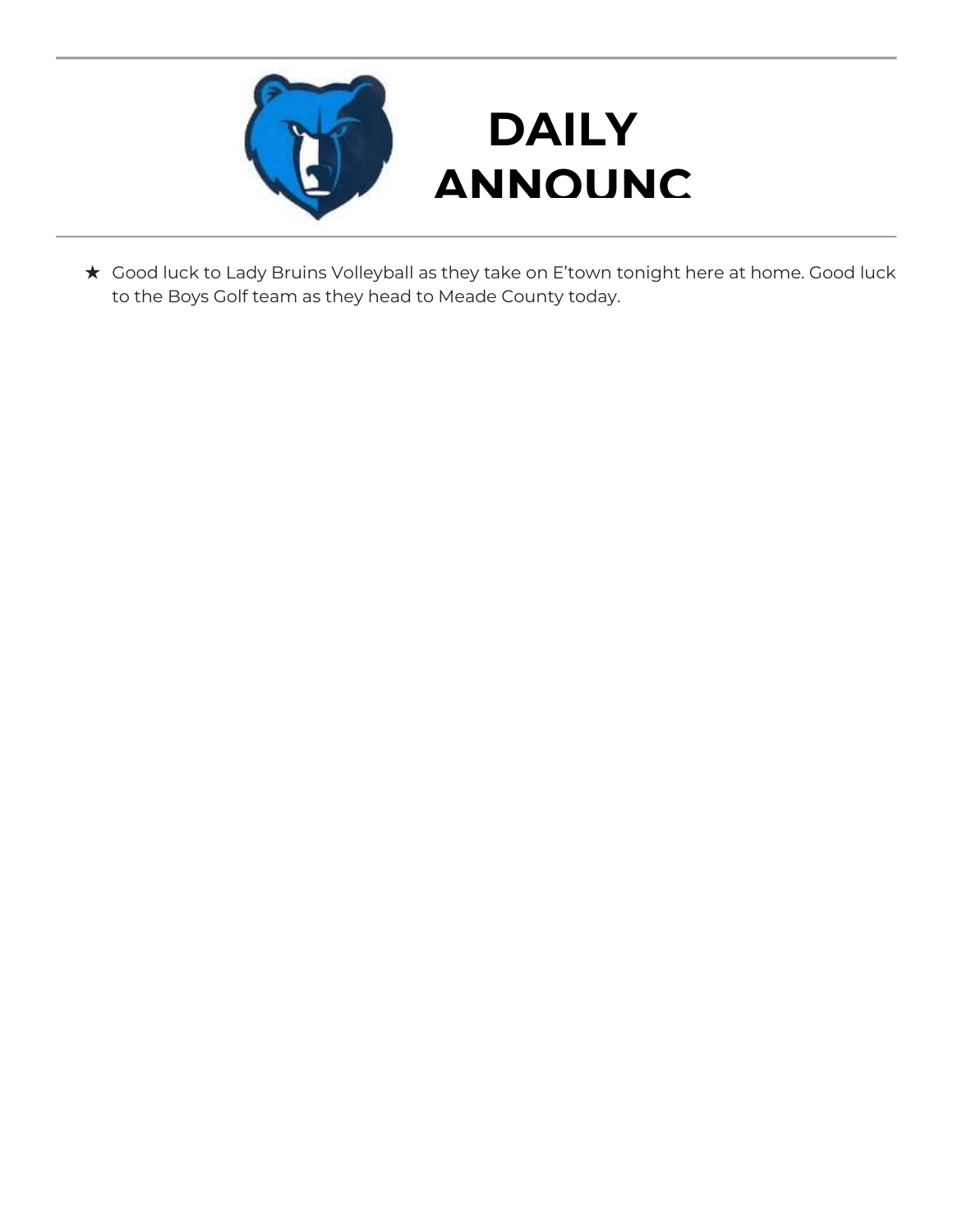# DAILY ANNOUNC

- ★ Good luck to Lady Bruins Volleyball as they take on E'town tonight here at home. Good luck to the Boys Golf team as they head to Meade County today.